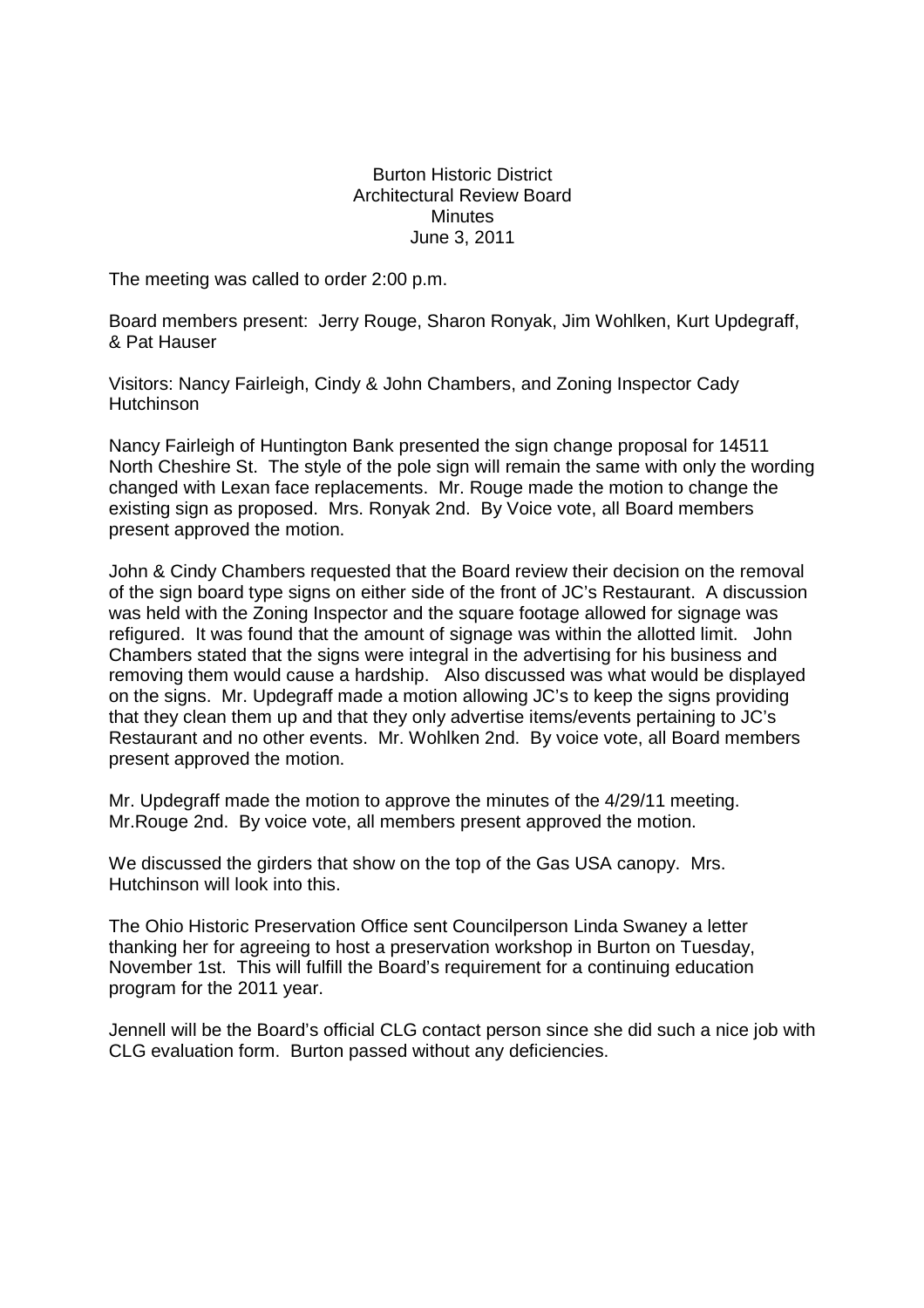# Burton Historic District
## Architectural Review Board
## Minutes
## June 3, 2011

The meeting was called to order 2:00 p.m.

Board members present: Jerry Rouge, Sharon Ronyak, Jim Wohlken, Kurt Updegraff, & Pat Hauser

Visitors: Nancy Fairleigh, Cindy & John Chambers, and Zoning Inspector Cady Hutchinson

Nancy Fairleigh of Huntington Bank presented the sign change proposal for 14511 North Cheshire St. The style of the pole sign will remain the same with only the wording changed with Lexan face replacements. Mr. Rouge made the motion to change the existing sign as proposed. Mrs. Ronyak 2nd. By Voice vote, all Board members present approved the motion.

John & Cindy Chambers requested that the Board review their decision on the removal of the sign board type signs on either side of the front of JC's Restaurant. A discussion was held with the Zoning Inspector and the square footage allowed for signage was refigured. It was found that the amount of signage was within the allotted limit. John Chambers stated that the signs were integral in the advertising for his business and removing them would cause a hardship. Also discussed was what would be displayed on the signs. Mr. Updegraff made a motion allowing JC's to keep the signs providing that they clean them up and that they only advertise items/events pertaining to JC's Restaurant and no other events. Mr. Wohlken 2nd. By voice vote, all Board members present approved the motion.

Mr. Updegraff made the motion to approve the minutes of the 4/29/11 meeting. Mr.Rouge 2nd. By voice vote, all members present approved the motion.

We discussed the girders that show on the top of the Gas USA canopy. Mrs. Hutchinson will look into this.

The Ohio Historic Preservation Office sent Councilperson Linda Swaney a letter thanking her for agreeing to host a preservation workshop in Burton on Tuesday, November 1st. This will fulfill the Board's requirement for a continuing education program for the 2011 year.

Jennell will be the Board's official CLG contact person since she did such a nice job with CLG evaluation form. Burton passed without any deficiencies.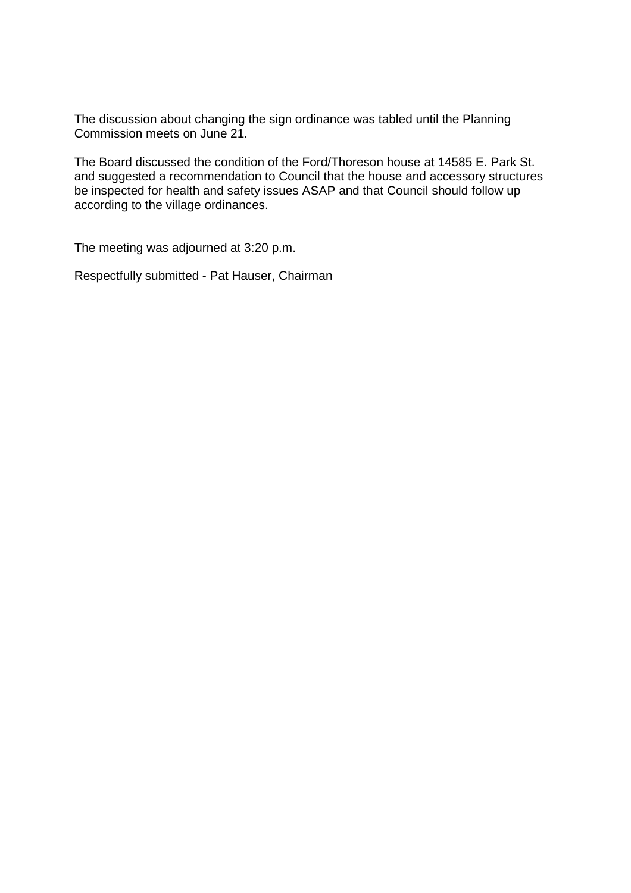The discussion about changing the sign ordinance was tabled until the Planning Commission meets on June 21.

The Board discussed the condition of the Ford/Thoreson house at 14585 E. Park St. and suggested a recommendation to Council that the house and accessory structures be inspected for health and safety issues ASAP and that Council should follow up according to the village ordinances.

The meeting was adjourned at 3:20 p.m.

Respectfully submitted - Pat Hauser, Chairman